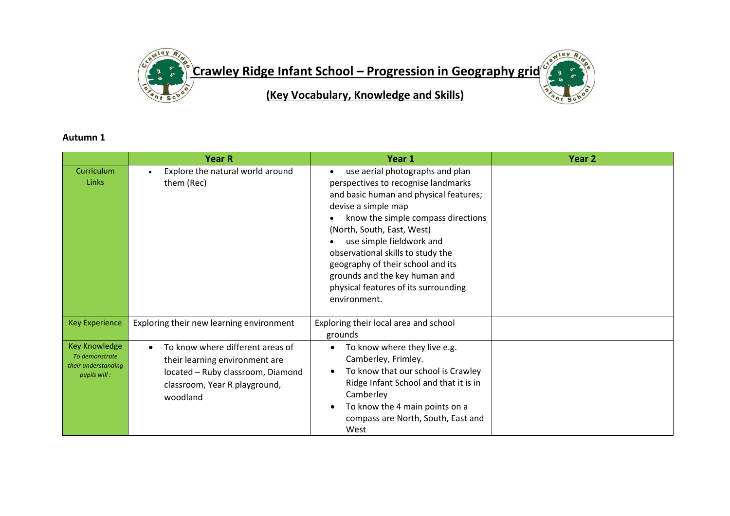# Crawley Ridge Infant School – Progression in Geography grid

## (Key Vocabulary, Knowledge and Skills)

**Autumn 1**

| | Year R | Year 1 | Year 2 |
|---|---|---|---|
| Curriculum Links | • Explore the natural world around them (Rec) | • use aerial photographs and plan perspectives to recognise landmarks and basic human and physical features; devise a simple map<br>• know the simple compass directions (North, South, East, West)<br>• use simple fieldwork and observational skills to study the geography of their school and its grounds and the key human and physical features of its surrounding environment. | |
| Key Experience | Exploring their new learning environment | Exploring their local area and school grounds | |
| Key Knowledge *To demonstrate their understanding pupils will :* | • To know where different areas of their learning environment are located – Ruby classroom, Diamond classroom, Year R playground, woodland | • To know where they live e.g. Camberley, Frimley.<br>• To know that our school is Crawley Ridge Infant School and that it is in Camberley<br>• To know the 4 main points on a compass are North, South, East and West | |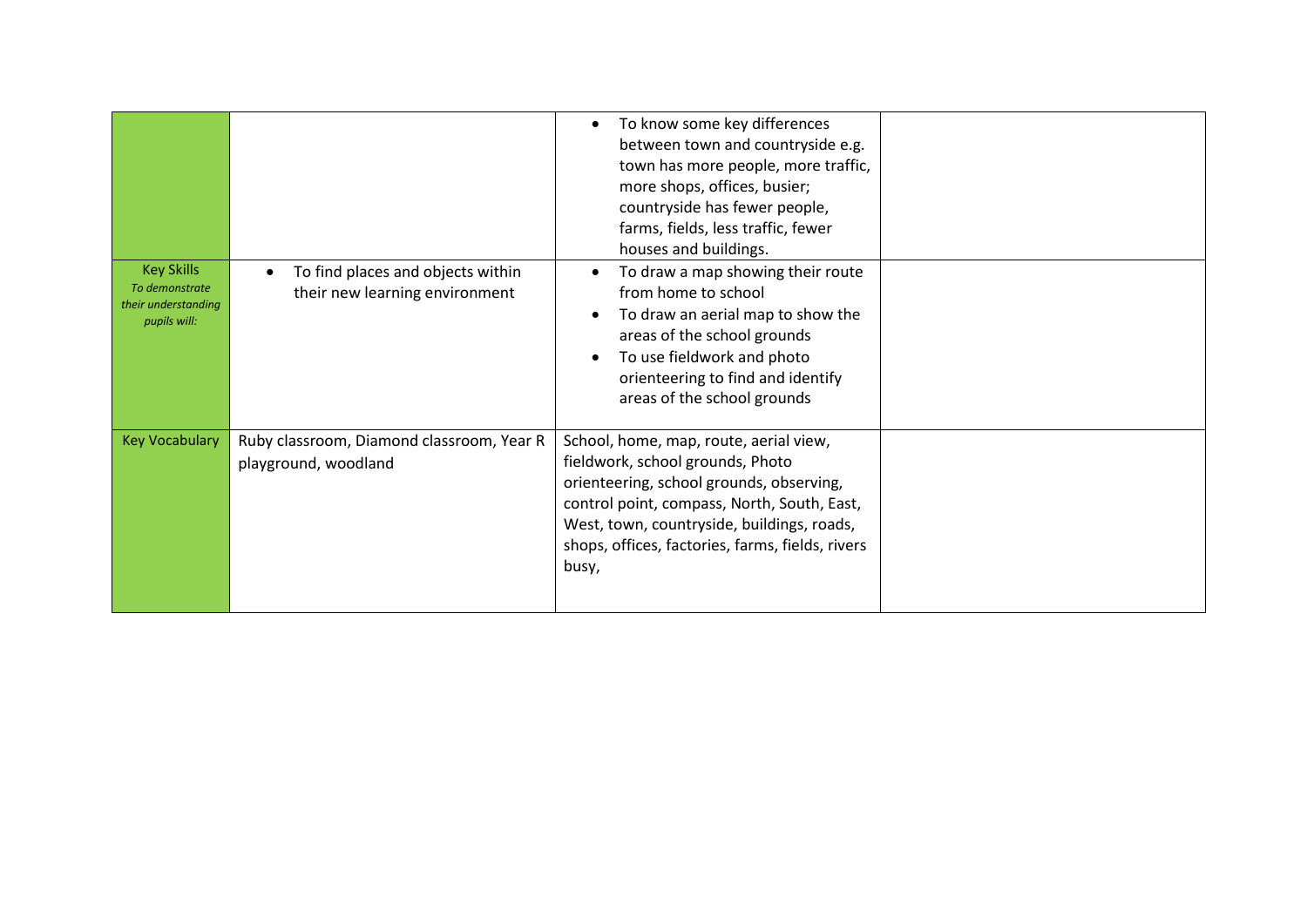| | | | |
|---|---|---|---|
| | | • To know some key differences between town and countryside e.g. town has more people, more traffic, more shops, offices, busier; countryside has fewer people, farms, fields, less traffic, fewer houses and buildings. | |
| Key Skills *To demonstrate their understanding pupils will:* | • To find places and objects within their new learning environment | • To draw a map showing their route from home to school<br>• To draw an aerial map to show the areas of the school grounds<br>• To use fieldwork and photo orienteering to find and identify areas of the school grounds | |
| Key Vocabulary | Ruby classroom, Diamond classroom, Year R playground, woodland | School, home, map, route, aerial view, fieldwork, school grounds, Photo orienteering, school grounds, observing, control point, compass, North, South, East, West, town, countryside, buildings, roads, shops, offices, factories, farms, fields, rivers busy, | |